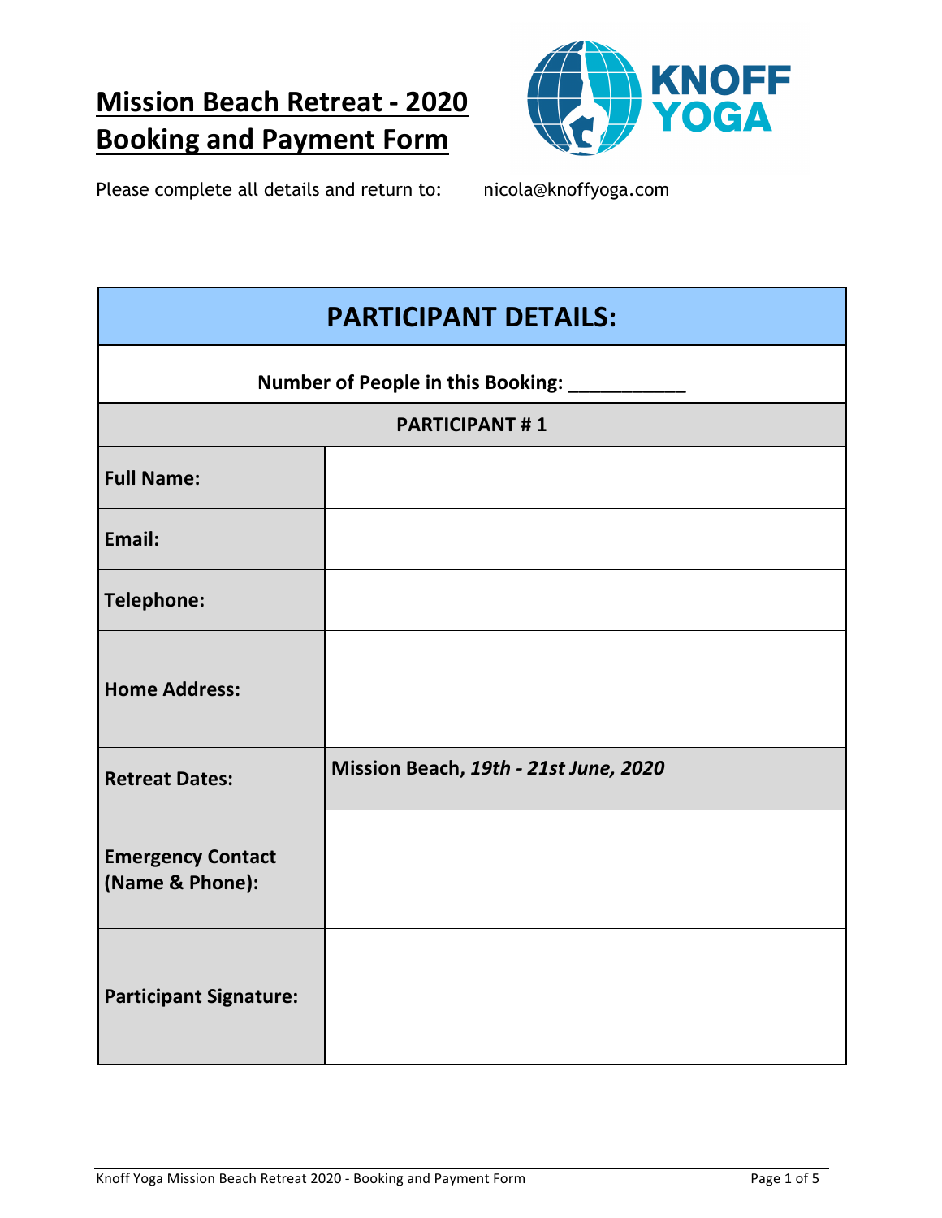# Mission Beach Retreat - 2020
# Booking and Payment Form

**KNOFF YOGA**

Please complete all details and return to: nicola@knoffyoga.com

| **PARTICIPANT DETAILS:** | |
|---|---|
| **Number of People in this Booking: ___________** | |
| **PARTICIPANT # 1** | |
| **Full Name:** | |
| **Email:** | |
| **Telephone:** | |
| **Home Address:** | |
| **Retreat Dates:** | **Mission Beach, *19th - 21st June, 2020*** |
| **Emergency Contact (Name & Phone):** | |
| **Participant Signature:** | |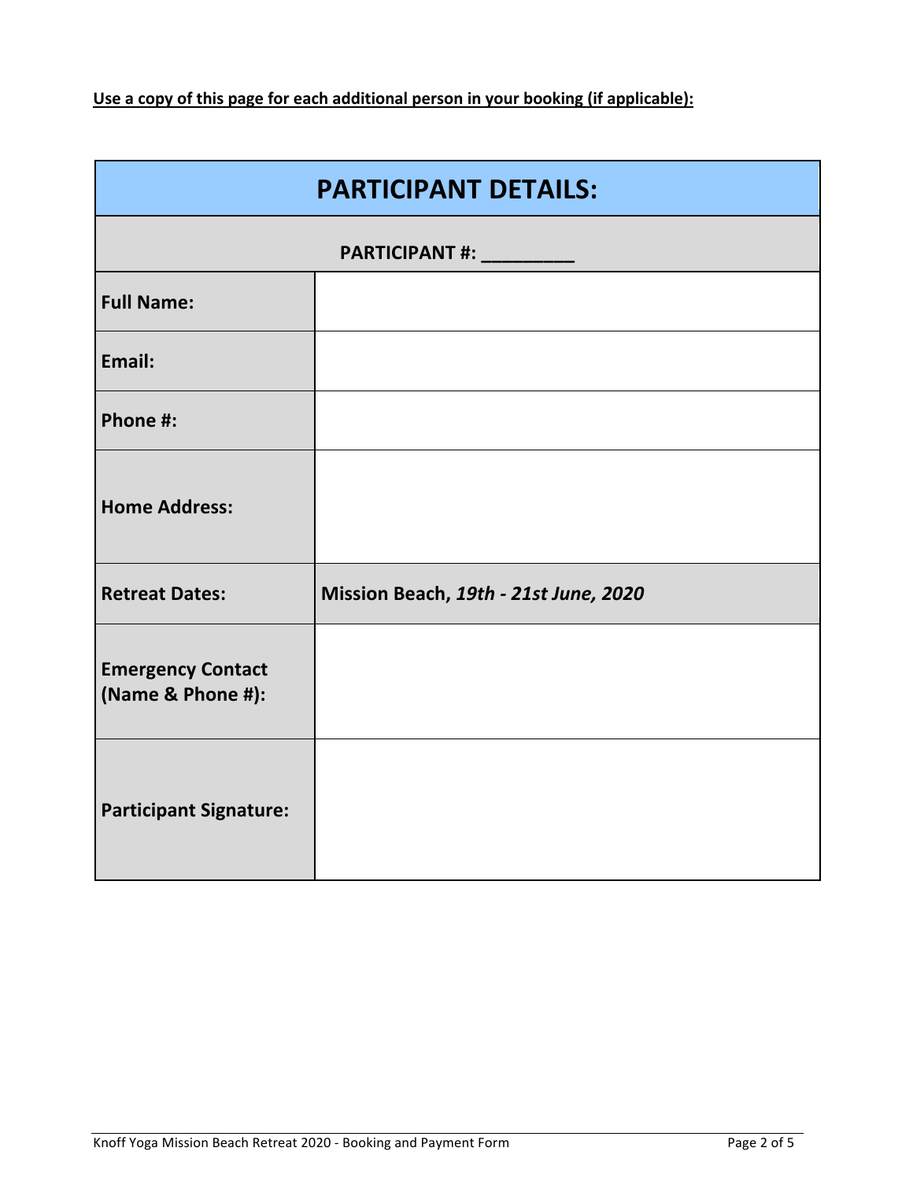**Use a copy of this page for each additional person in your booking (if applicable):**

| PARTICIPANT DETAILS: | |
|---|---|
| **PARTICIPANT #: _________** | |
| **Full Name:** | |
| **Email:** | |
| **Phone #:** | |
| **Home Address:** | |
| **Retreat Dates:** | **Mission Beach, *19th - 21st June, 2020*** |
| **Emergency Contact (Name & Phone #):** | |
| **Participant Signature:** | |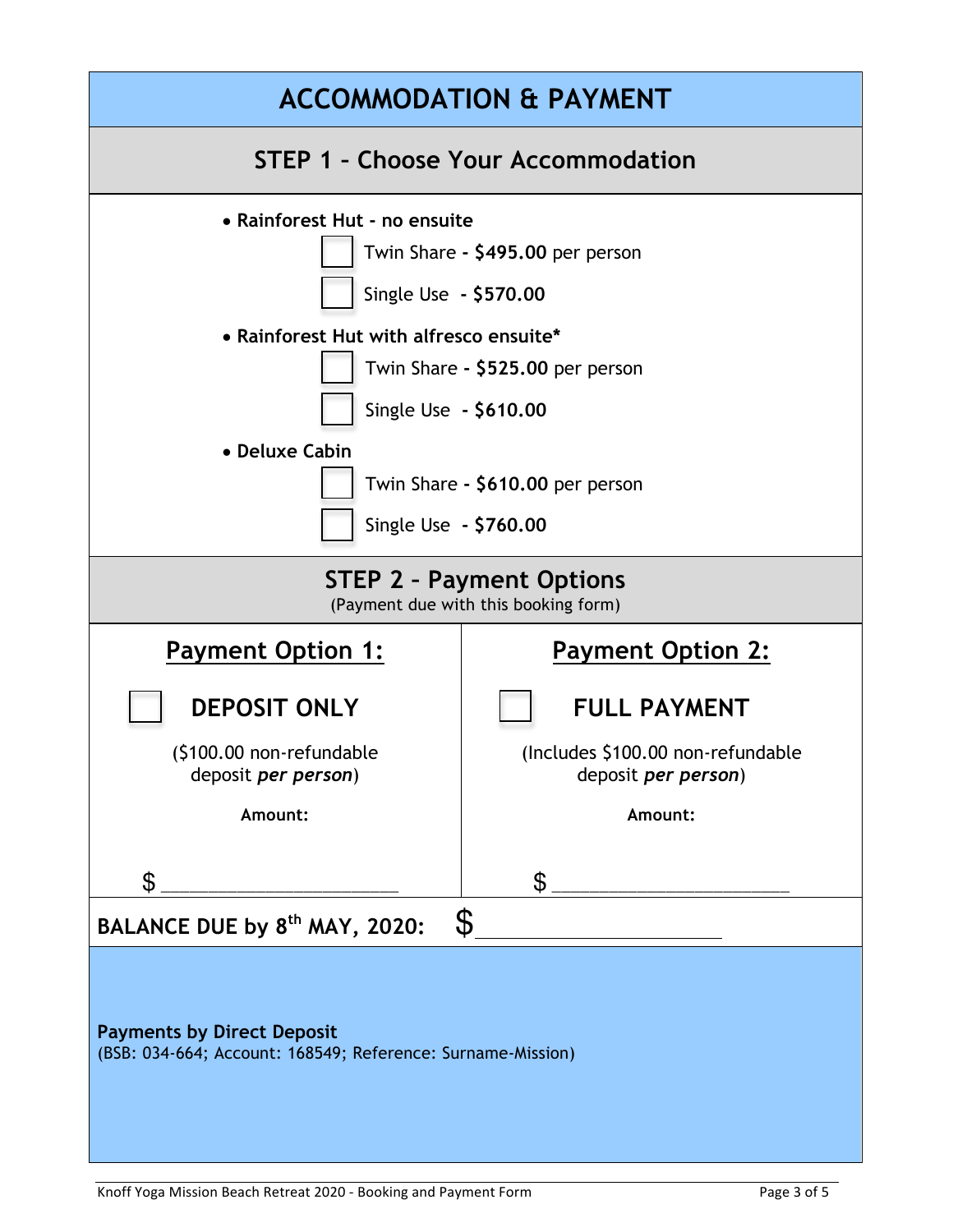# ACCOMMODATION & PAYMENT

## STEP 1 – Choose Your Accommodation

- **Rainforest Hut - no ensuite**
  - ☐ Twin Share **- $495.00** per person
  - ☐ Single Use **- $570.00**
- **Rainforest Hut with alfresco ensuite***
  - ☐ Twin Share **- $525.00** per person
  - ☐ Single Use **- $610.00**
- **Deluxe Cabin**
  - ☐ Twin Share **- $610.00** per person
  - ☐ Single Use **- $760.00**

## STEP 2 – Payment Options

(Payment due with this booking form)

| **Payment Option 1:** | **Payment Option 2:** |
|---|---|
| ☐ **DEPOSIT ONLY** | ☐ **FULL PAYMENT** |
| ($100.00 non-refundable deposit ***per person***) | (Includes $100.00 non-refundable deposit ***per person***) |
| **Amount:** | **Amount:** |
| $ ______________________ | $ ______________________ |

**BALANCE DUE by 8th MAY, 2020:** $ ______________________

**Payments by Direct Deposit**
(BSB: 034-664; Account: 168549; Reference: Surname-Mission)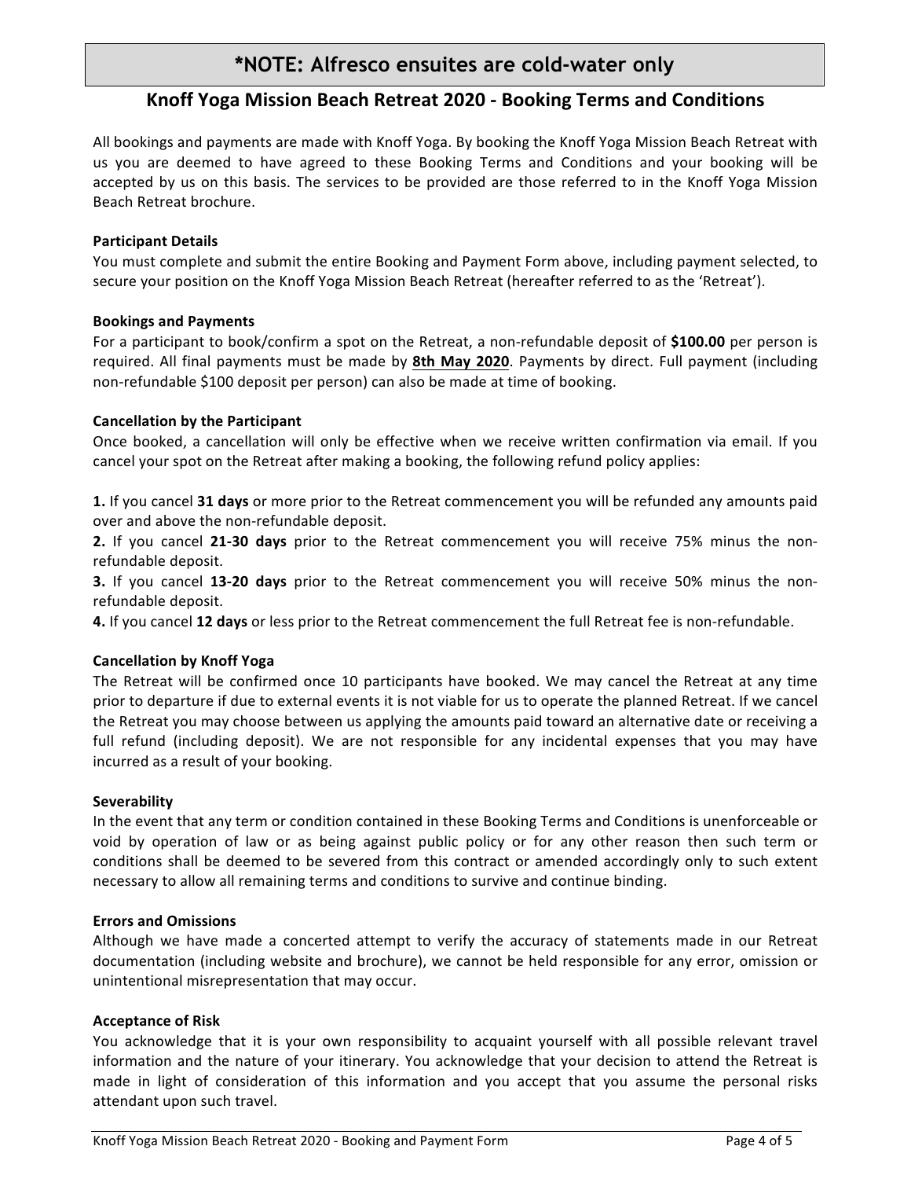## *NOTE: Alfresco ensuites are cold-water only

### Knoff Yoga Mission Beach Retreat 2020 - Booking Terms and Conditions

All bookings and payments are made with Knoff Yoga. By booking the Knoff Yoga Mission Beach Retreat with us you are deemed to have agreed to these Booking Terms and Conditions and your booking will be accepted by us on this basis. The services to be provided are those referred to in the Knoff Yoga Mission Beach Retreat brochure.

**Participant Details**

You must complete and submit the entire Booking and Payment Form above, including payment selected, to secure your position on the Knoff Yoga Mission Beach Retreat (hereafter referred to as the 'Retreat').

**Bookings and Payments**

For a participant to book/confirm a spot on the Retreat, a non-refundable deposit of **$100.00** per person is required. All final payments must be made by **8th May 2020**. Payments by direct. Full payment (including non-refundable $100 deposit per person) can also be made at time of booking.

**Cancellation by the Participant**

Once booked, a cancellation will only be effective when we receive written confirmation via email. If you cancel your spot on the Retreat after making a booking, the following refund policy applies:

**1.** If you cancel **31 days** or more prior to the Retreat commencement you will be refunded any amounts paid over and above the non-refundable deposit.
**2.** If you cancel **21-30 days** prior to the Retreat commencement you will receive 75% minus the non-refundable deposit.
**3.** If you cancel **13-20 days** prior to the Retreat commencement you will receive 50% minus the non-refundable deposit.
**4.** If you cancel **12 days** or less prior to the Retreat commencement the full Retreat fee is non-refundable.

**Cancellation by Knoff Yoga**

The Retreat will be confirmed once 10 participants have booked. We may cancel the Retreat at any time prior to departure if due to external events it is not viable for us to operate the planned Retreat. If we cancel the Retreat you may choose between us applying the amounts paid toward an alternative date or receiving a full refund (including deposit). We are not responsible for any incidental expenses that you may have incurred as a result of your booking.

**Severability**

In the event that any term or condition contained in these Booking Terms and Conditions is unenforceable or void by operation of law or as being against public policy or for any other reason then such term or conditions shall be deemed to be severed from this contract or amended accordingly only to such extent necessary to allow all remaining terms and conditions to survive and continue binding.

**Errors and Omissions**

Although we have made a concerted attempt to verify the accuracy of statements made in our Retreat documentation (including website and brochure), we cannot be held responsible for any error, omission or unintentional misrepresentation that may occur.

**Acceptance of Risk**

You acknowledge that it is your own responsibility to acquaint yourself with all possible relevant travel information and the nature of your itinerary. You acknowledge that your decision to attend the Retreat is made in light of consideration of this information and you accept that you assume the personal risks attendant upon such travel.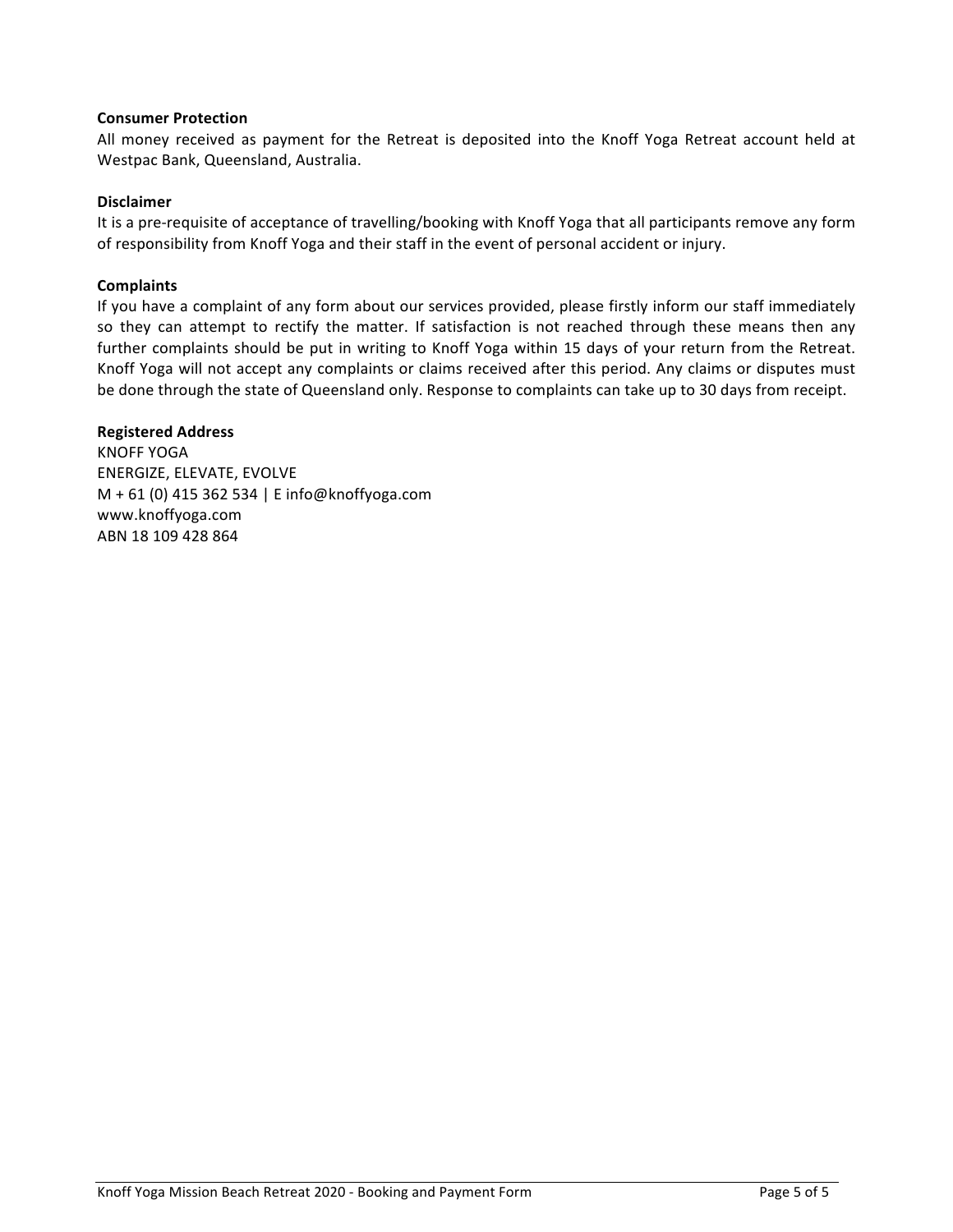**Consumer Protection**
All money received as payment for the Retreat is deposited into the Knoff Yoga Retreat account held at Westpac Bank, Queensland, Australia.

**Disclaimer**
It is a pre-requisite of acceptance of travelling/booking with Knoff Yoga that all participants remove any form of responsibility from Knoff Yoga and their staff in the event of personal accident or injury.

**Complaints**
If you have a complaint of any form about our services provided, please firstly inform our staff immediately so they can attempt to rectify the matter. If satisfaction is not reached through these means then any further complaints should be put in writing to Knoff Yoga within 15 days of your return from the Retreat. Knoff Yoga will not accept any complaints or claims received after this period. Any claims or disputes must be done through the state of Queensland only. Response to complaints can take up to 30 days from receipt.

**Registered Address**
KNOFF YOGA
ENERGIZE, ELEVATE, EVOLVE
M + 61 (0) 415 362 534 | E info@knoffyoga.com
www.knoffyoga.com
ABN 18 109 428 864